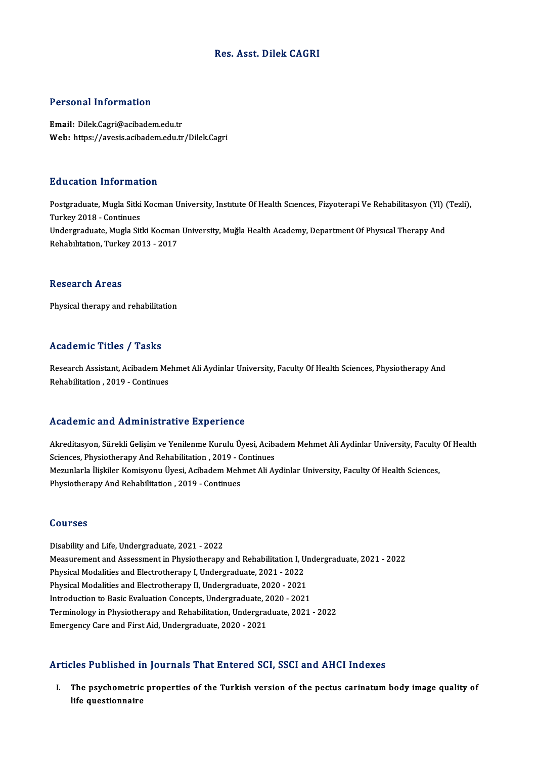# Res. Asst. Dilek CAGRI

## Personal Information

**Email:** Dilek.Cagri@acibadem.edu.tr
**Web:** https://avesis.acibadem.edu.tr/Dilek.Cagri

## Education Information

Postgraduate, Mugla Sitki Kocman University, Institute Of Health Sciences, Fizyoterapi Ve Rehabilitasyon (Yl) (Tezli), Turkey 2018 - Continues
Undergraduate, Mugla Sitki Kocman University, Muğla Health Academy, Department Of Physical Therapy And Rehabilitation, Turkey 2013 - 2017

## Research Areas

Physical therapy and rehabilitation

## Academic Titles / Tasks

Research Assistant, Acibadem Mehmet Ali Aydinlar University, Faculty Of Health Sciences, Physiotherapy And Rehabilitation , 2019 - Continues

## Academic and Administrative Experience

Akreditasyon, Sürekli Gelişim ve Yenilenme Kurulu Üyesi, Acibadem Mehmet Ali Aydinlar University, Faculty Of Health Sciences, Physiotherapy And Rehabilitation , 2019 - Continues
Mezunlarla İlişkiler Komisyonu Üyesi, Acibadem Mehmet Ali Aydinlar University, Faculty Of Health Sciences, Physiotherapy And Rehabilitation , 2019 - Continues

## Courses

Disability and Life, Undergraduate, 2021 - 2022
Measurement and Assessment in Physiotherapy and Rehabilitation I, Undergraduate, 2021 - 2022
Physical Modalities and Electrotherapy I, Undergraduate, 2021 - 2022
Physical Modalities and Electrotherapy II, Undergraduate, 2020 - 2021
Introduction to Basic Evaluation Concepts, Undergraduate, 2020 - 2021
Terminology in Physiotherapy and Rehabilitation, Undergraduate, 2021 - 2022
Emergency Care and First Aid, Undergraduate, 2020 - 2021

## Articles Published in Journals That Entered SCI, SSCI and AHCI Indexes

I. **The psychometric properties of the Turkish version of the pectus carinatum body image quality of life questionnaire**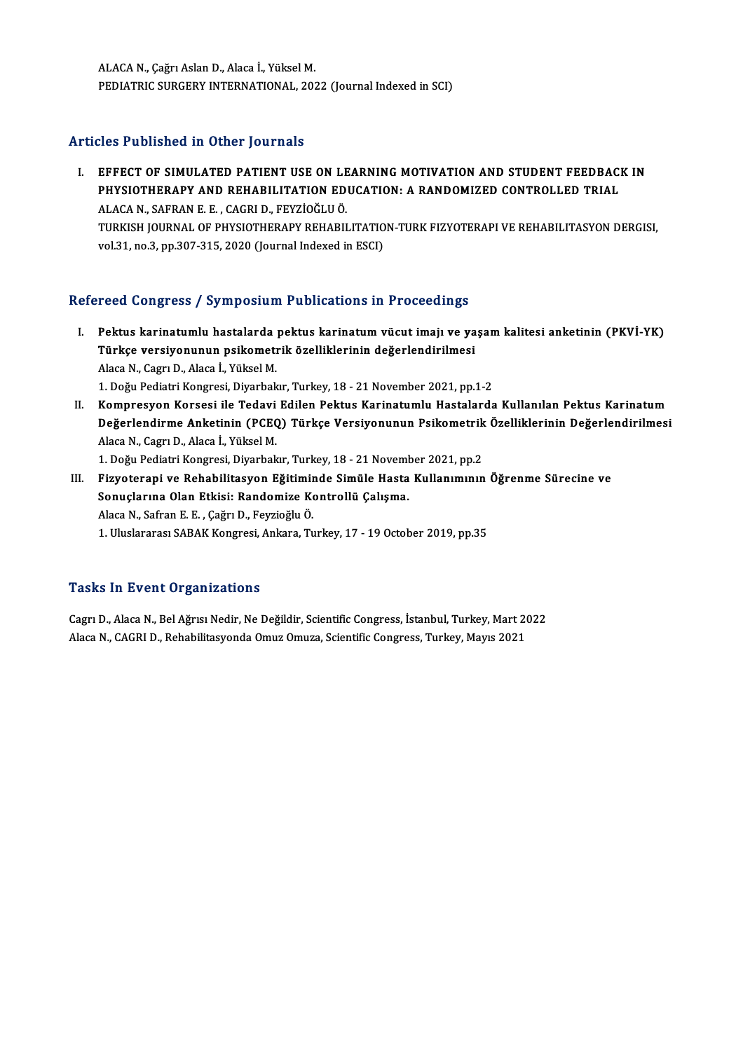ALACA N., Çağrı Aslan D., Alaca İ., Yüksel M.
PEDIATRIC SURGERY INTERNATIONAL, 2022 (Journal Indexed in SCI)

## Articles Published in Other Journals

I. **EFFECT OF SIMULATED PATIENT USE ON LEARNING MOTIVATION AND STUDENT FEEDBACK IN PHYSIOTHERAPY AND REHABILITATION EDUCATION: A RANDOMIZED CONTROLLED TRIAL**
ALACA N., SAFRAN E. E. , CAGRI D., FEYZİOĞLU Ö.
TURKISH JOURNAL OF PHYSIOTHERAPY REHABILITATION-TURK FIZYOTERAPI VE REHABILITASYON DERGISI, vol.31, no.3, pp.307-315, 2020 (Journal Indexed in ESCI)

## Refereed Congress / Symposium Publications in Proceedings

I. **Pektus karinatumlu hastalarda pektus karinatum vücut imajı ve yaşam kalitesi anketinin (PKVİ-YK) Türkçe versiyonunun psikometrik özelliklerinin değerlendirilmesi**
Alaca N., Cagrı D., Alaca İ., Yüksel M.
1. Doğu Pediatri Kongresi, Diyarbakır, Turkey, 18 - 21 November 2021, pp.1-2

II. **Kompresyon Korsesi ile Tedavi Edilen Pektus Karinatumlu Hastalarda Kullanılan Pektus Karinatum Değerlendirme Anketinin (PCEQ) Türkçe Versiyonunun Psikometrik Özelliklerinin Değerlendirilmesi**
Alaca N., Cagrı D., Alaca İ., Yüksel M.
1. Doğu Pediatri Kongresi, Diyarbakır, Turkey, 18 - 21 November 2021, pp.2

III. **Fizyoterapi ve Rehabilitasyon Eğitiminde Simüle Hasta Kullanımının Öğrenme Sürecine ve Sonuçlarına Olan Etkisi: Randomize Kontrollü Çalışma.**
Alaca N., Safran E. E. , Çağrı D., Feyzioğlu Ö.
1. Uluslararası SABAK Kongresi, Ankara, Turkey, 17 - 19 October 2019, pp.35

## Tasks In Event Organizations

Cagrı D., Alaca N., Bel Ağrısı Nedir, Ne Değildir, Scientific Congress, İstanbul, Turkey, Mart 2022
Alaca N., CAGRI D., Rehabilitasyonda Omuz Omuza, Scientific Congress, Turkey, Mayıs 2021